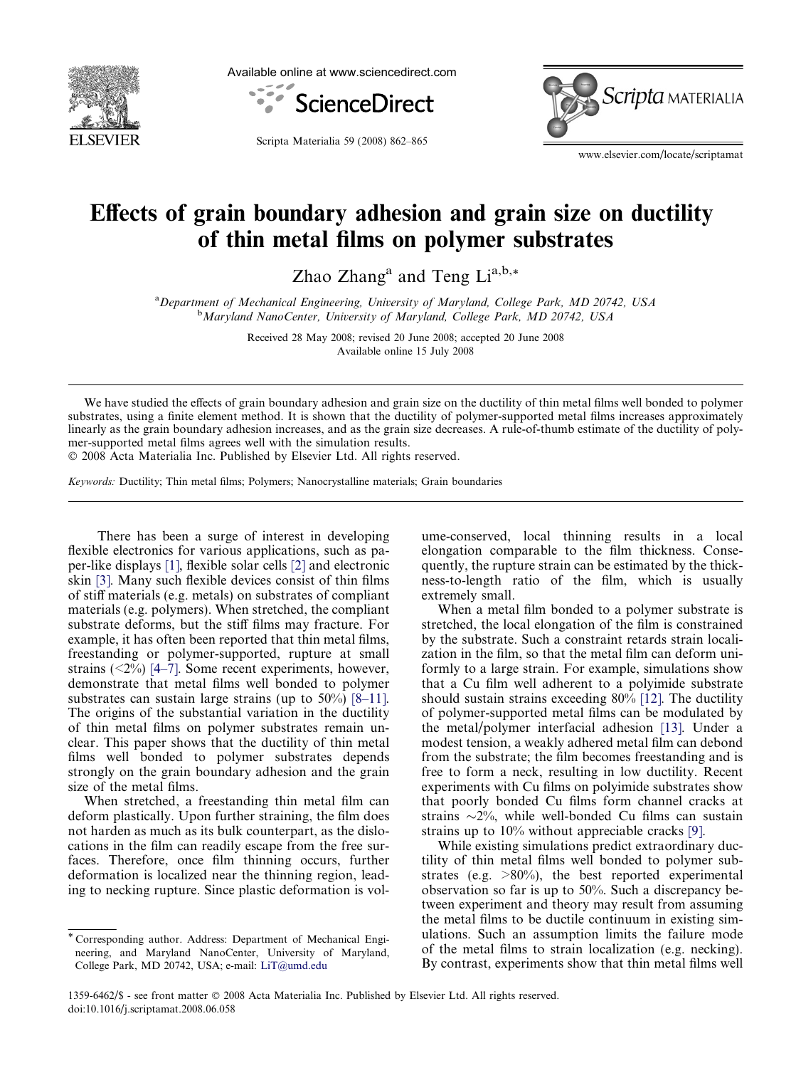# Effects of grain boundary adhesion and grain size on ductility of thin metal films on polymer substrates

Zhao Zhang[a] and Teng Li[a,b,*]

[a]Department of Mechanical Engineering, University of Maryland, College Park, MD 20742, USA
[b]Maryland NanoCenter, University of Maryland, College Park, MD 20742, USA

Received 28 May 2008; revised 20 June 2008; accepted 20 June 2008
Available online 15 July 2008

We have studied the effects of grain boundary adhesion and grain size on the ductility of thin metal films well bonded to polymer substrates, using a finite element method. It is shown that the ductility of polymer-supported metal films increases approximately linearly as the grain boundary adhesion increases, and as the grain size decreases. A rule-of-thumb estimate of the ductility of polymer-supported metal films agrees well with the simulation results.

© 2008 Acta Materialia Inc. Published by Elsevier Ltd. All rights reserved.

*Keywords:* Ductility; Thin metal films; Polymers; Nanocrystalline materials; Grain boundaries

There has been a surge of interest in developing flexible electronics for various applications, such as paper-like displays [1], flexible solar cells [2] and electronic skin [3]. Many such flexible devices consist of thin films of stiff materials (e.g. metals) on substrates of compliant materials (e.g. polymers). When stretched, the compliant substrate deforms, but the stiff films may fracture. For example, it has often been reported that thin metal films, freestanding or polymer-supported, rupture at small strains (<2%) [4–7]. Some recent experiments, however, demonstrate that metal films well bonded to polymer substrates can sustain large strains (up to 50%) [8–11]. The origins of the substantial variation in the ductility of thin metal films on polymer substrates remain unclear. This paper shows that the ductility of thin metal films well bonded to polymer substrates depends strongly on the grain boundary adhesion and the grain size of the metal films.

When stretched, a freestanding thin metal film can deform plastically. Upon further straining, the film does not harden as much as its bulk counterpart, as the dislocations in the film can readily escape from the free surfaces. Therefore, once film thinning occurs, further deformation is localized near the thinning region, leading to necking rupture. Since plastic deformation is volume-conserved, local thinning results in a local elongation comparable to the film thickness. Consequently, the rupture strain can be estimated by the thickness-to-length ratio of the film, which is usually extremely small.

When a metal film bonded to a polymer substrate is stretched, the local elongation of the film is constrained by the substrate. Such a constraint retards strain localization in the film, so that the metal film can deform uniformly to a large strain. For example, simulations show that a Cu film well adherent to a polyimide substrate should sustain strains exceeding 80% [12]. The ductility of polymer-supported metal films can be modulated by the metal/polymer interfacial adhesion [13]. Under a modest tension, a weakly adhered metal film can debond from the substrate; the film becomes freestanding and is free to form a neck, resulting in low ductility. Recent experiments with Cu films on polyimide substrates show that poorly bonded Cu films form channel cracks at strains ~2%, while well-bonded Cu films can sustain strains up to 10% without appreciable cracks [9].

While existing simulations predict extraordinary ductility of thin metal films well bonded to polymer substrates (e.g. >80%), the best reported experimental observation so far is up to 50%. Such a discrepancy between experiment and theory may result from assuming the metal films to be ductile continuum in existing simulations. Such an assumption limits the failure mode of the metal films to strain localization (e.g. necking). By contrast, experiments show that thin metal films well

* Corresponding author. Address: Department of Mechanical Engineering, and Maryland NanoCenter, University of Maryland, College Park, MD 20742, USA; e-mail: LiT@umd.edu

1359-6462/$ - see front matter © 2008 Acta Materialia Inc. Published by Elsevier Ltd. All rights reserved.
doi:10.1016/j.scriptamat.2008.06.058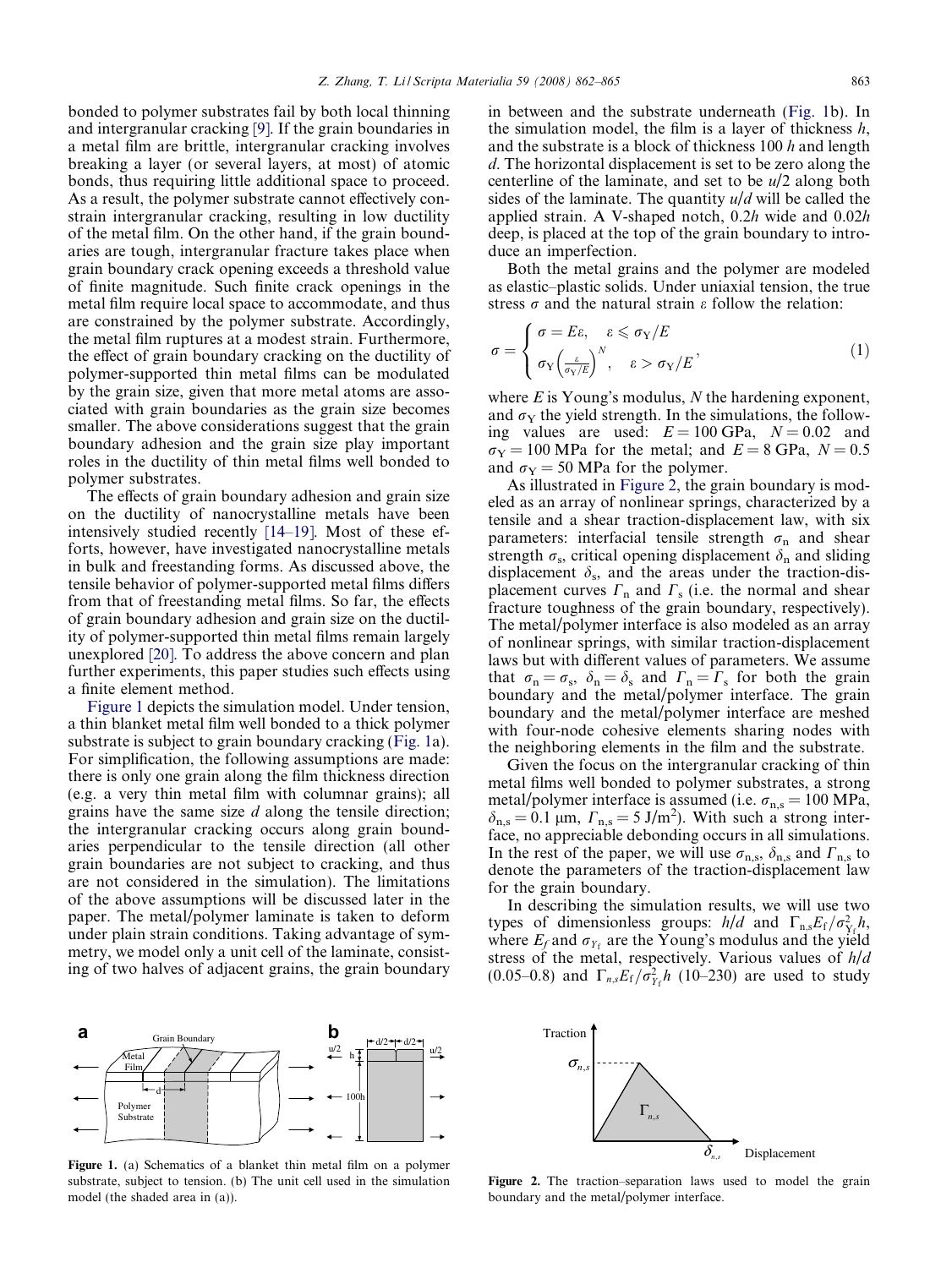bonded to polymer substrates fail by both local thinning and intergranular cracking [9]. If the grain boundaries in a metal film are brittle, intergranular cracking involves breaking a layer (or several layers, at most) of atomic bonds, thus requiring little additional space to proceed. As a result, the polymer substrate cannot effectively constrain intergranular cracking, resulting in low ductility of the metal film. On the other hand, if the grain boundaries are tough, intergranular fracture takes place when grain boundary crack opening exceeds a threshold value of finite magnitude. Such finite crack openings in the metal film require local space to accommodate, and thus are constrained by the polymer substrate. Accordingly, the metal film ruptures at a modest strain. Furthermore, the effect of grain boundary cracking on the ductility of polymer-supported thin metal films can be modulated by the grain size, given that more metal atoms are associated with grain boundaries as the grain size becomes smaller. The above considerations suggest that the grain boundary adhesion and the grain size play important roles in the ductility of thin metal films well bonded to polymer substrates.

The effects of grain boundary adhesion and grain size on the ductility of nanocrystalline metals have been intensively studied recently [14–19]. Most of these efforts, however, have investigated nanocrystalline metals in bulk and freestanding forms. As discussed above, the tensile behavior of polymer-supported metal films differs from that of freestanding metal films. So far, the effects of grain boundary adhesion and grain size on the ductility of polymer-supported thin metal films remain largely unexplored [20]. To address the above concern and plan further experiments, this paper studies such effects using a finite element method.

Figure 1 depicts the simulation model. Under tension, a thin blanket metal film well bonded to a thick polymer substrate is subject to grain boundary cracking (Fig. 1a). For simplification, the following assumptions are made: there is only one grain along the film thickness direction (e.g. a very thin metal film with columnar grains); all grains have the same size $d$ along the tensile direction; the intergranular cracking occurs along grain boundaries perpendicular to the tensile direction (all other grain boundaries are not subject to cracking, and thus are not considered in the simulation). The limitations of the above assumptions will be discussed later in the paper. The metal/polymer laminate is taken to deform under plain strain conditions. Taking advantage of symmetry, we model only a unit cell of the laminate, consisting of two halves of adjacent grains, the grain boundary in between and the substrate underneath (Fig. 1b). In the simulation model, the film is a layer of thickness $h$, and the substrate is a block of thickness 100 $h$ and length $d$. The horizontal displacement is set to be zero along the centerline of the laminate, and set to be $u/2$ along both sides of the laminate. The quantity $u/d$ will be called the applied strain. A V-shaped notch, $0.2h$ wide and $0.02h$ deep, is placed at the top of the grain boundary to introduce an imperfection.

Both the metal grains and the polymer are modeled as elastic–plastic solids. Under uniaxial tension, the true stress $\sigma$ and the natural strain $\varepsilon$ follow the relation:

$$\sigma = \begin{cases} \sigma = E\varepsilon, & \varepsilon \leqslant \sigma_Y/E \\ \sigma_Y\left(\frac{\varepsilon}{\sigma_Y/E}\right)^N, & \varepsilon > \sigma_Y/E \end{cases}, \tag{1}$$

where $E$ is Young's modulus, $N$ the hardening exponent, and $\sigma_Y$ the yield strength. In the simulations, the following values are used: $E = 100$ GPa, $N = 0.02$ and $\sigma_Y = 100$ MPa for the metal; and $E = 8$ GPa, $N = 0.5$ and $\sigma_Y = 50$ MPa for the polymer.

As illustrated in Figure 2, the grain boundary is modeled as an array of nonlinear springs, characterized by a tensile and a shear traction-displacement law, with six parameters: interfacial tensile strength $\sigma_n$ and shear strength $\sigma_s$, critical opening displacement $\delta_n$ and sliding displacement $\delta_s$, and the areas under the traction-displacement curves $\Gamma_n$ and $\Gamma_s$ (i.e. the normal and shear fracture toughness of the grain boundary, respectively). The metal/polymer interface is also modeled as an array of nonlinear springs, with similar traction-displacement laws but with different values of parameters. We assume that $\sigma_n = \sigma_s$, $\delta_n = \delta_s$ and $\Gamma_n = \Gamma_s$ for both the grain boundary and the metal/polymer interface. The grain boundary and the metal/polymer interface are meshed with four-node cohesive elements sharing nodes with the neighboring elements in the film and the substrate.

Given the focus on the intergranular cracking of thin metal films well bonded to polymer substrates, a strong metal/polymer interface is assumed (i.e. $\sigma_{n,s} = 100$ MPa, $\delta_{n,s} = 0.1$ μm, $\Gamma_{n,s} = 5$ J/m$^2$). With such a strong interface, no appreciable debonding occurs in all simulations. In the rest of the paper, we will use $\sigma_{n,s}$, $\delta_{n,s}$ and $\Gamma_{n,s}$ to denote the parameters of the traction-displacement law for the grain boundary.

In describing the simulation results, we will use two types of dimensionless groups: $h/d$ and $\Gamma_{n,s}E_f/\sigma_{Y_f}^2 h$, where $E_f$ and $\sigma_{Y_f}$ are the Young's modulus and the yield stress of the metal, respectively. Various values of $h/d$ (0.05–0.8) and $\Gamma_{n,s}E_f/\sigma_{Y_f}^2 h$ (10–230) are used to study

a

Grain Boundary

Metal Film

d

Polymer Substrate

b

u/2

h

d/2 d/2

u/2

100h

Figure 1. (a) Schematics of a blanket thin metal film on a polymer substrate, subject to tension. (b) The unit cell used in the simulation model (the shaded area in (a)).

Traction

$\sigma_{n,s}$

$\Gamma_{n,s}$

$\delta_{n,s}$

Displacement

Figure 2. The traction–separation laws used to model the grain boundary and the metal/polymer interface.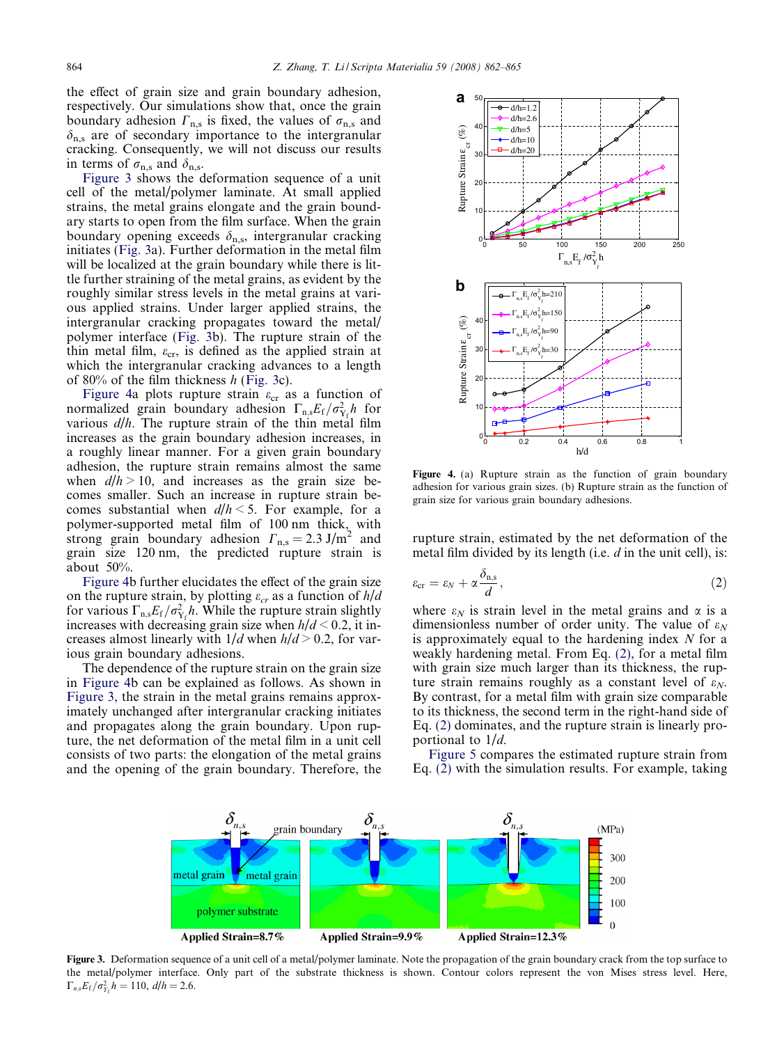the effect of grain size and grain boundary adhesion, respectively. Our simulations show that, once the grain boundary adhesion $\Gamma_{n,s}$ is fixed, the values of $\sigma_{n,s}$ and $\delta_{n,s}$ are of secondary importance to the intergranular cracking. Consequently, we will not discuss our results in terms of $\sigma_{n,s}$ and $\delta_{n,s}$.

Figure 3 shows the deformation sequence of a unit cell of the metal/polymer laminate. At small applied strains, the metal grains elongate and the grain boundary starts to open from the film surface. When the grain boundary opening exceeds $\delta_{n,s}$, intergranular cracking initiates (Fig. 3a). Further deformation in the metal film will be localized at the grain boundary while there is little further straining of the metal grains, as evident by the roughly similar stress levels in the metal grains at various applied strains. Under larger applied strains, the intergranular cracking propagates toward the metal/polymer interface (Fig. 3b). The rupture strain of the thin metal film, $\varepsilon_{cr}$, is defined as the applied strain at which the intergranular cracking advances to a length of 80% of the film thickness $h$ (Fig. 3c).

Figure 4a plots rupture strain $\varepsilon_{cr}$ as a function of normalized grain boundary adhesion $\Gamma_{n,s}E_f/\sigma_{Y_f}^2 h$ for various $d/h$. The rupture strain of the thin metal film increases as the grain boundary adhesion increases, in a roughly linear manner. For a given grain boundary adhesion, the rupture strain remains almost the same when $d/h > 10$, and increases as the grain size becomes smaller. Such an increase in rupture strain becomes substantial when $d/h < 5$. For example, for a polymer-supported metal film of 100 nm thick, with strong grain boundary adhesion $\Gamma_{n,s} = 2.3\ \text{J/m}^2$ and grain size 120 nm, the predicted rupture strain is about 50%.

Figure 4b further elucidates the effect of the grain size on the rupture strain, by plotting $\varepsilon_{cr}$ as a function of $h/d$ for various $\Gamma_{n,s}E_f/\sigma_{Y_f}^2 h$. While the rupture strain slightly increases with decreasing grain size when $h/d < 0.2$, it increases almost linearly with $1/d$ when $h/d > 0.2$, for various grain boundary adhesions.

The dependence of the rupture strain on the grain size in Figure 4b can be explained as follows. As shown in Figure 3, the strain in the metal grains remains approximately unchanged after intergranular cracking initiates and propagates along the grain boundary. Upon rupture, the net deformation of the metal film in a unit cell consists of two parts: the elongation of the metal grains and the opening of the grain boundary. Therefore, the rupture strain, estimated by the net deformation of the metal film divided by its length (i.e. $d$ in the unit cell), is:

$$\varepsilon_{cr} = \varepsilon_N + \alpha \frac{\delta_{n,s}}{d}, \tag{2}$$

where $\varepsilon_N$ is strain level in the metal grains and $\alpha$ is a dimensionless number of order unity. The value of $\varepsilon_N$ is approximately equal to the hardening index $N$ for a weakly hardening metal. From Eq. (2), for a metal film with grain size much larger than its thickness, the rupture strain remains roughly as a constant level of $\varepsilon_N$. By contrast, for a metal film with grain size comparable to its thickness, the second term in the right-hand side of Eq. (2) dominates, and the rupture strain is linearly proportional to $1/d$.

Figure 5 compares the estimated rupture strain from Eq. (2) with the simulation results. For example, taking

**Figure 4.** (a) Rupture strain as the function of grain boundary adhesion for various grain sizes. (b) Rupture strain as the function of grain size for various grain boundary adhesions.

**Figure 3.** Deformation sequence of a unit cell of a metal/polymer laminate. Note the propagation of the grain boundary crack from the top surface to the metal/polymer interface. Only part of the substrate thickness is shown. Contour colors represent the von Mises stress level. Here, $\Gamma_{n,s}E_f/\sigma_{Y_f}^2 h = 110$, $d/h = 2.6$.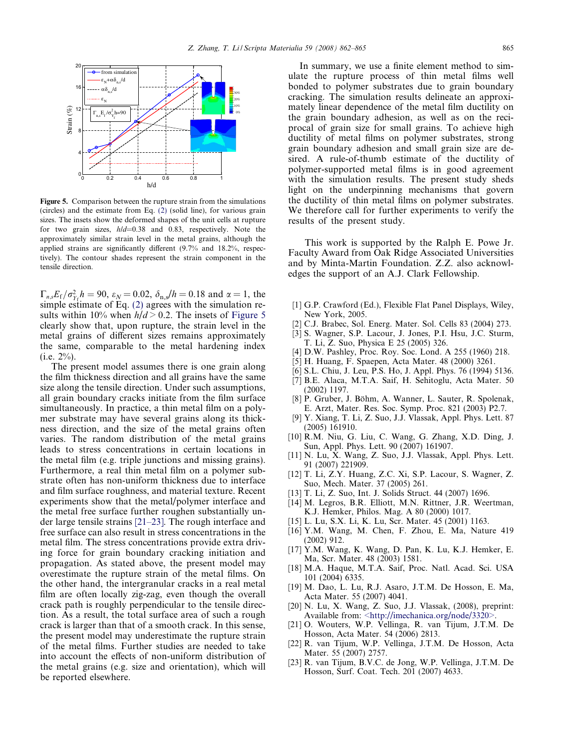20

16

12

8

4

0

Strain (%)

0 0.2 0.4 0.6 0.8 1

h/d

from simulation

$\varepsilon_N+\alpha\delta_{n,s}/d$

$\alpha\delta_{n,s}/d$

$\varepsilon_N$

$\Gamma_{n,s}E_f/\sigma_{Y_f}^2h=90$

30%

20%

10%

0%

**Figure 5.** Comparison between the rupture strain from the simulations (circles) and the estimate from Eq. (2) (solid line), for various grain sizes. The insets show the deformed shapes of the unit cells at rupture for two grain sizes, $h/d$=0.38 and 0.83, respectively. Note the approximately similar strain level in the metal grains, although the applied strains are significantly different (9.7% and 18.2%, respectively). The contour shades represent the strain component in the tensile direction.

$\Gamma_{n,s}E_f/\sigma_{Y_f}^2h = 90$, $\varepsilon_N = 0.02$, $\delta_{n,s}/h = 0.18$ and $\alpha = 1$, the simple estimate of Eq. (2) agrees with the simulation results within 10% when $h/d > 0.2$. The insets of Figure 5 clearly show that, upon rupture, the strain level in the metal grains of different sizes remains approximately the same, comparable to the metal hardening index (i.e. 2%).

The present model assumes there is one grain along the film thickness direction and all grains have the same size along the tensile direction. Under such assumptions, all grain boundary cracks initiate from the film surface simultaneously. In practice, a thin metal film on a polymer substrate may have several grains along its thickness direction, and the size of the metal grains often varies. The random distribution of the metal grains leads to stress concentrations in certain locations in the metal film (e.g. triple junctions and missing grains). Furthermore, a real thin metal film on a polymer substrate often has non-uniform thickness due to interface and film surface roughness, and material texture. Recent experiments show that the metal/polymer interface and the metal free surface further roughen substantially under large tensile strains [21–23]. The rough interface and free surface can also result in stress concentrations in the metal film. The stress concentrations provide extra driving force for grain boundary cracking initiation and propagation. As stated above, the present model may overestimate the rupture strain of the metal films. On the other hand, the intergranular cracks in a real metal film are often locally zig-zag, even though the overall crack path is roughly perpendicular to the tensile direction. As a result, the total surface area of such a rough crack is larger than that of a smooth crack. In this sense, the present model may underestimate the rupture strain of the metal films. Further studies are needed to take into account the effects of non-uniform distribution of the metal grains (e.g. size and orientation), which will be reported elsewhere.

In summary, we use a finite element method to simulate the rupture process of thin metal films well bonded to polymer substrates due to grain boundary cracking. The simulation results delineate an approximately linear dependence of the metal film ductility on the grain boundary adhesion, as well as on the reciprocal of grain size for small grains. To achieve high ductility of metal films on polymer substrates, strong grain boundary adhesion and small grain size are desired. A rule-of-thumb estimate of the ductility of polymer-supported metal films is in good agreement with the simulation results. The present study sheds light on the underpinning mechanisms that govern the ductility of thin metal films on polymer substrates. We therefore call for further experiments to verify the results of the present study.

This work is supported by the Ralph E. Powe Jr. Faculty Award from Oak Ridge Associated Universities and by Minta-Martin Foundation. Z.Z. also acknowledges the support of an A.J. Clark Fellowship.

[1] G.P. Crawford (Ed.), Flexible Flat Panel Displays, Wiley, New York, 2005.
[2] C.J. Brabec, Sol. Energ. Mater. Sol. Cells 83 (2004) 273.
[3] S. Wagner, S.P. Lacour, J. Jones, P.I. Hsu, J.C. Sturm, T. Li, Z. Suo, Physica E 25 (2005) 326.
[4] D.W. Pashley, Proc. Roy. Soc. Lond. A 255 (1960) 218.
[5] H. Huang, F. Spaepen, Acta Mater. 48 (2000) 3261.
[6] S.L. Chiu, J. Leu, P.S. Ho, J. Appl. Phys. 76 (1994) 5136.
[7] B.E. Alaca, M.T.A. Saif, H. Sehitoglu, Acta Mater. 50 (2002) 1197.
[8] P. Gruber, J. Böhm, A. Wanner, L. Sauter, R. Spolenak, E. Arzt, Mater. Res. Soc. Symp. Proc. 821 (2003) P2.7.
[9] Y. Xiang, T. Li, Z. Suo, J.J. Vlassak, Appl. Phys. Lett. 87 (2005) 161910.
[10] R.M. Niu, G. Liu, C. Wang, G. Zhang, X.D. Ding, J. Sun, Appl. Phys. Lett. 90 (2007) 161907.
[11] N. Lu, X. Wang, Z. Suo, J.J. Vlassak, Appl. Phys. Lett. 91 (2007) 221909.
[12] T. Li, Z.Y. Huang, Z.C. Xi, S.P. Lacour, S. Wagner, Z. Suo, Mech. Mater. 37 (2005) 261.
[13] T. Li, Z. Suo, Int. J. Solids Struct. 44 (2007) 1696.
[14] M. Legros, B.R. Elliott, M.N. Rittner, J.R. Weertman, K.J. Hemker, Philos. Mag. A 80 (2000) 1017.
[15] L. Lu, S.X. Li, K. Lu, Scr. Mater. 45 (2001) 1163.
[16] Y.M. Wang, M. Chen, F. Zhou, E. Ma, Nature 419 (2002) 912.
[17] Y.M. Wang, K. Wang, D. Pan, K. Lu, K.J. Hemker, E. Ma, Scr. Mater. 48 (2003) 1581.
[18] M.A. Haque, M.T.A. Saif, Proc. Natl. Acad. Sci. USA 101 (2004) 6335.
[19] M. Dao, L. Lu, R.J. Asaro, J.T.M. De Hosson, E. Ma, Acta Mater. 55 (2007) 4041.
[20] N. Lu, X. Wang, Z. Suo, J.J. Vlassak, (2008), preprint: Available from: <http://imechanica.org/node/3320>.
[21] O. Wouters, W.P. Vellinga, R. van Tijum, J.T.M. De Hosson, Acta Mater. 54 (2006) 2813.
[22] R. van Tijum, W.P. Vellinga, J.T.M. De Hosson, Acta Mater. 55 (2007) 2757.
[23] R. van Tijum, B.V.C. de Jong, W.P. Vellinga, J.T.M. De Hosson, Surf. Coat. Tech. 201 (2007) 4633.